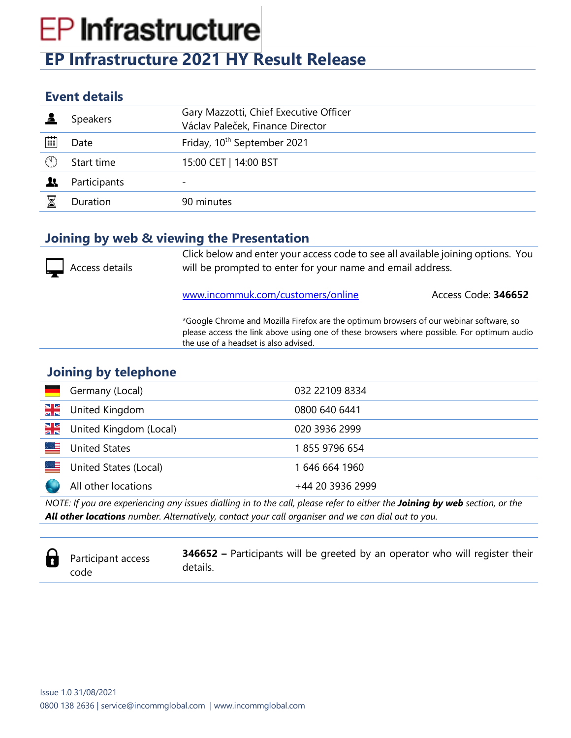# EP Infrastructure

## EP Infrastructure 2021 HY Result Release

### Event details

| | |
|---|---|
| Speakers | Gary Mazzotti, Chief Executive Officer<br>Václav Paleček, Finance Director |
| Date | Friday, 10th September 2021 |
| Start time | 15:00 CET \| 14:00 BST |
| Participants | - |
| Duration | 90 minutes |

### Joining by web & viewing the Presentation

**Access details**

Click below and enter your access code to see all available joining options. You will be prompted to enter for your name and email address.

[www.incommuk.com/customers/online](www.incommuk.com/customers/online) Access Code: **346652**

*Google Chrome and Mozilla Firefox are the optimum browsers of our webinar software, so please access the link above using one of these browsers where possible. For optimum audio the use of a headset is also advised.

### Joining by telephone

| | |
|---|---|
| Germany (Local) | 032 22109 8334 |
| United Kingdom | 0800 640 6441 |
| United Kingdom (Local) | 020 3936 2999 |
| United States | 1 855 9796 654 |
| United States (Local) | 1 646 664 1960 |
| All other locations | +44 20 3936 2999 |

*NOTE: If you are experiencing any issues dialling in to the call, please refer to either the **Joining by web** section, or the **All other locations** number. Alternatively, contact your call organiser and we can dial out to you.*

| | |
|---|---|
| Participant access code | **346652 –** Participants will be greeted by an operator who will register their details. |

Issue 1.0 31/08/2021

0800 138 2636 | service@incommglobal.com | www.incommglobal.com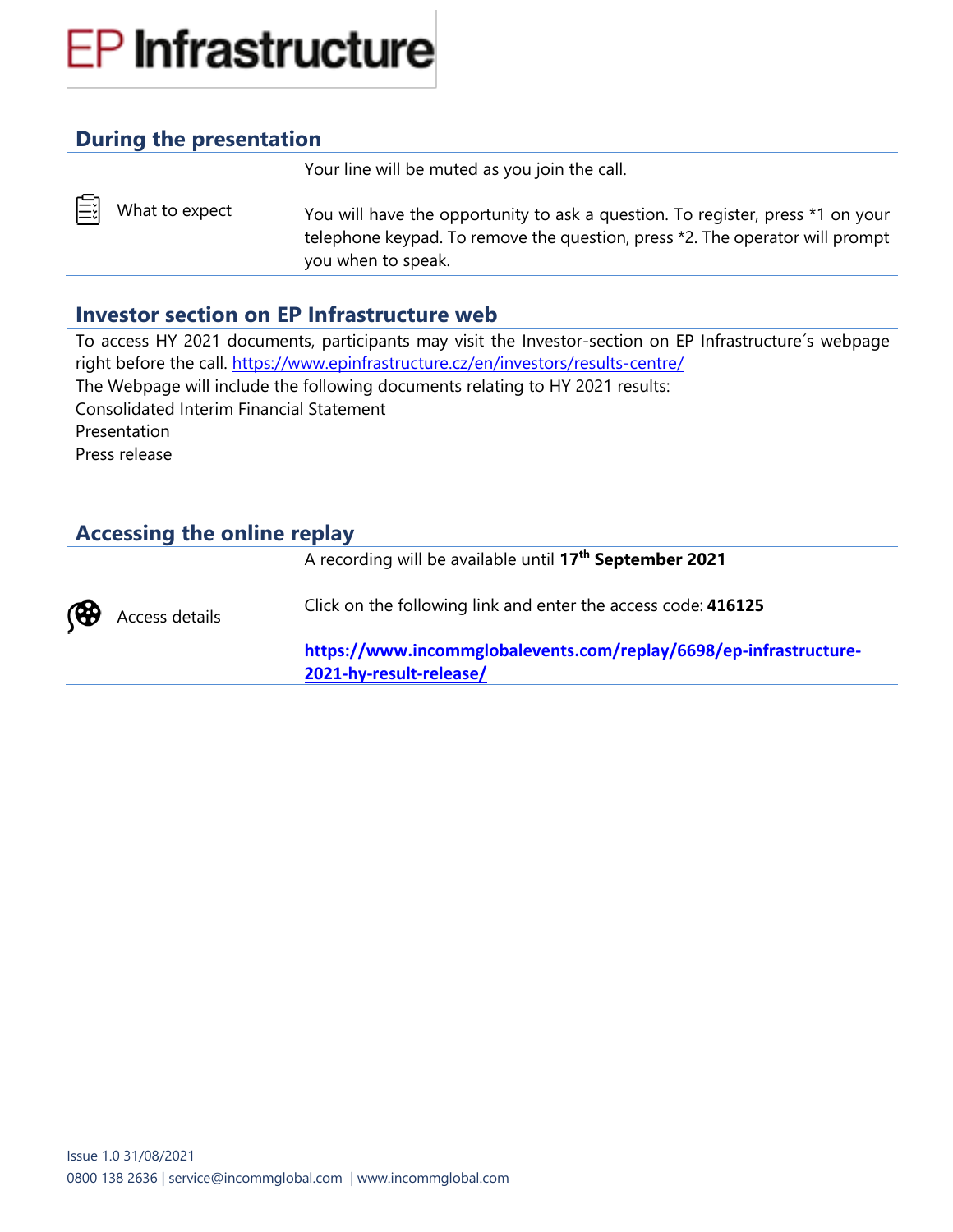EP Infrastructure

## During the presentation

| | |
|---|---|
| What to expect | Your line will be muted as you join the call.<br><br>You will have the opportunity to ask a question. To register, press *1 on your telephone keypad. To remove the question, press *2. The operator will prompt you when to speak. |

## Investor section on EP Infrastructure web

To access HY 2021 documents, participants may visit the Investor-section on EP Infrastructure´s webpage right before the call. https://www.epinfrastructure.cz/en/investors/results-centre/
The Webpage will include the following documents relating to HY 2021 results:
Consolidated Interim Financial Statement
Presentation
Press release

## Accessing the online replay

| | |
|---|---|
| Access details | A recording will be available until **17th September 2021**<br><br>Click on the following link and enter the access code: **416125**<br><br>**https://www.incommglobalevents.com/replay/6698/ep-infrastructure-2021-hy-result-release/** |

Issue 1.0 31/08/2021
0800 138 2636 | service@incommglobal.com | www.incommglobal.com